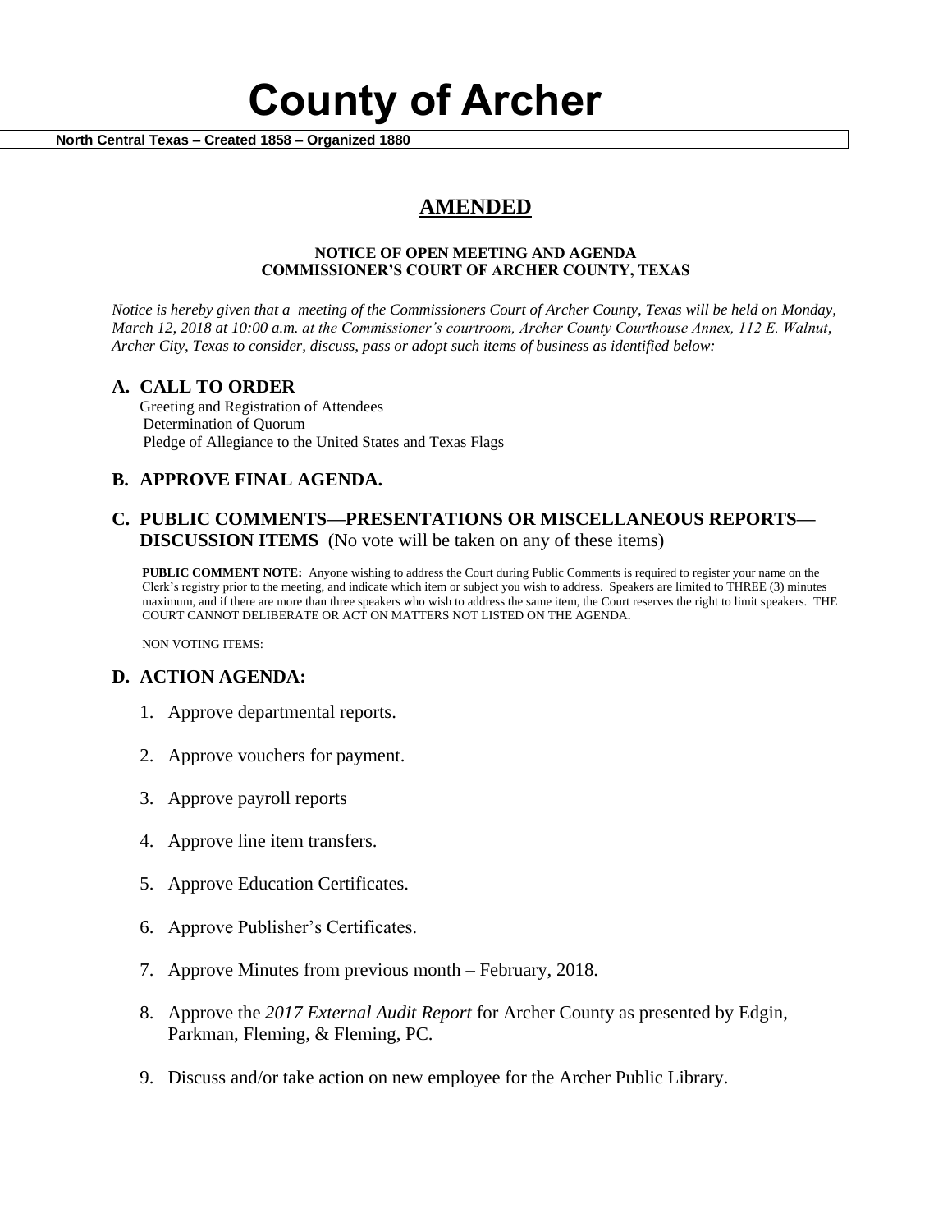# County of Archer

**North Central Texas – Created 1858 – Organized 1880**

## AMENDED

**NOTICE OF OPEN MEETING AND AGENDA**
**COMMISSIONER'S COURT OF ARCHER COUNTY, TEXAS**

*Notice is hereby given that a meeting of the Commissioners Court of Archer County, Texas will be held on Monday, March 12, 2018 at 10:00 a.m. at the Commissioner's courtroom, Archer County Courthouse Annex, 112 E. Walnut, Archer City, Texas to consider, discuss, pass or adopt such items of business as identified below:*

### A. CALL TO ORDER

Greeting and Registration of Attendees
Determination of Quorum
Pledge of Allegiance to the United States and Texas Flags

### B. APPROVE FINAL AGENDA.

### C. PUBLIC COMMENTS—PRESENTATIONS OR MISCELLANEOUS REPORTS—DISCUSSION ITEMS (No vote will be taken on any of these items)

**PUBLIC COMMENT NOTE:** Anyone wishing to address the Court during Public Comments is required to register your name on the Clerk's registry prior to the meeting, and indicate which item or subject you wish to address. Speakers are limited to THREE (3) minutes maximum, and if there are more than three speakers who wish to address the same item, the Court reserves the right to limit speakers. THE COURT CANNOT DELIBERATE OR ACT ON MATTERS NOT LISTED ON THE AGENDA.

NON VOTING ITEMS:

### D. ACTION AGENDA:

1. Approve departmental reports.
2. Approve vouchers for payment.
3. Approve payroll reports
4. Approve line item transfers.
5. Approve Education Certificates.
6. Approve Publisher's Certificates.
7. Approve Minutes from previous month – February, 2018.
8. Approve the *2017 External Audit Report* for Archer County as presented by Edgin, Parkman, Fleming, & Fleming, PC.
9. Discuss and/or take action on new employee for the Archer Public Library.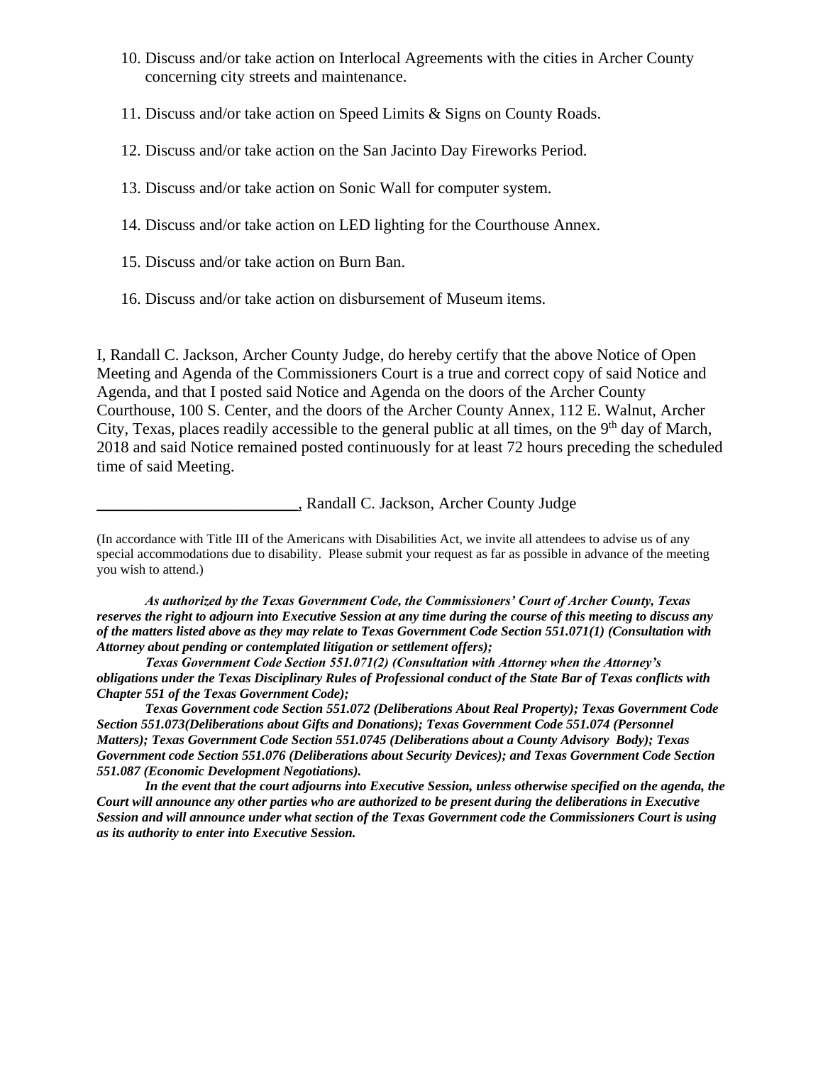10. Discuss and/or take action on Interlocal Agreements with the cities in Archer County concerning city streets and maintenance.

11. Discuss and/or take action on Speed Limits & Signs on County Roads.

12. Discuss and/or take action on the San Jacinto Day Fireworks Period.

13. Discuss and/or take action on Sonic Wall for computer system.

14. Discuss and/or take action on LED lighting for the Courthouse Annex.

15. Discuss and/or take action on Burn Ban.

16. Discuss and/or take action on disbursement of Museum items.

I, Randall C. Jackson, Archer County Judge, do hereby certify that the above Notice of Open Meeting and Agenda of the Commissioners Court is a true and correct copy of said Notice and Agenda, and that I posted said Notice and Agenda on the doors of the Archer County Courthouse, 100 S. Center, and the doors of the Archer County Annex, 112 E. Walnut, Archer City, Texas, places readily accessible to the general public at all times, on the 9th day of March, 2018 and said Notice remained posted continuously for at least 72 hours preceding the scheduled time of said Meeting.

__________________________, Randall C. Jackson, Archer County Judge

(In accordance with Title III of the Americans with Disabilities Act, we invite all attendees to advise us of any special accommodations due to disability. Please submit your request as far as possible in advance of the meeting you wish to attend.)

***As authorized by the Texas Government Code, the Commissioners' Court of Archer County, Texas reserves the right to adjourn into Executive Session at any time during the course of this meeting to discuss any of the matters listed above as they may relate to Texas Government Code Section 551.071(1) (Consultation with Attorney about pending or contemplated litigation or settlement offers);***

***Texas Government Code Section 551.071(2) (Consultation with Attorney when the Attorney's obligations under the Texas Disciplinary Rules of Professional conduct of the State Bar of Texas conflicts with Chapter 551 of the Texas Government Code);***

***Texas Government code Section 551.072 (Deliberations About Real Property); Texas Government Code Section 551.073(Deliberations about Gifts and Donations); Texas Government Code 551.074 (Personnel Matters); Texas Government Code Section 551.0745 (Deliberations about a County Advisory Body); Texas Government code Section 551.076 (Deliberations about Security Devices); and Texas Government Code Section 551.087 (Economic Development Negotiations).***

***In the event that the court adjourns into Executive Session, unless otherwise specified on the agenda, the Court will announce any other parties who are authorized to be present during the deliberations in Executive Session and will announce under what section of the Texas Government code the Commissioners Court is using as its authority to enter into Executive Session.***